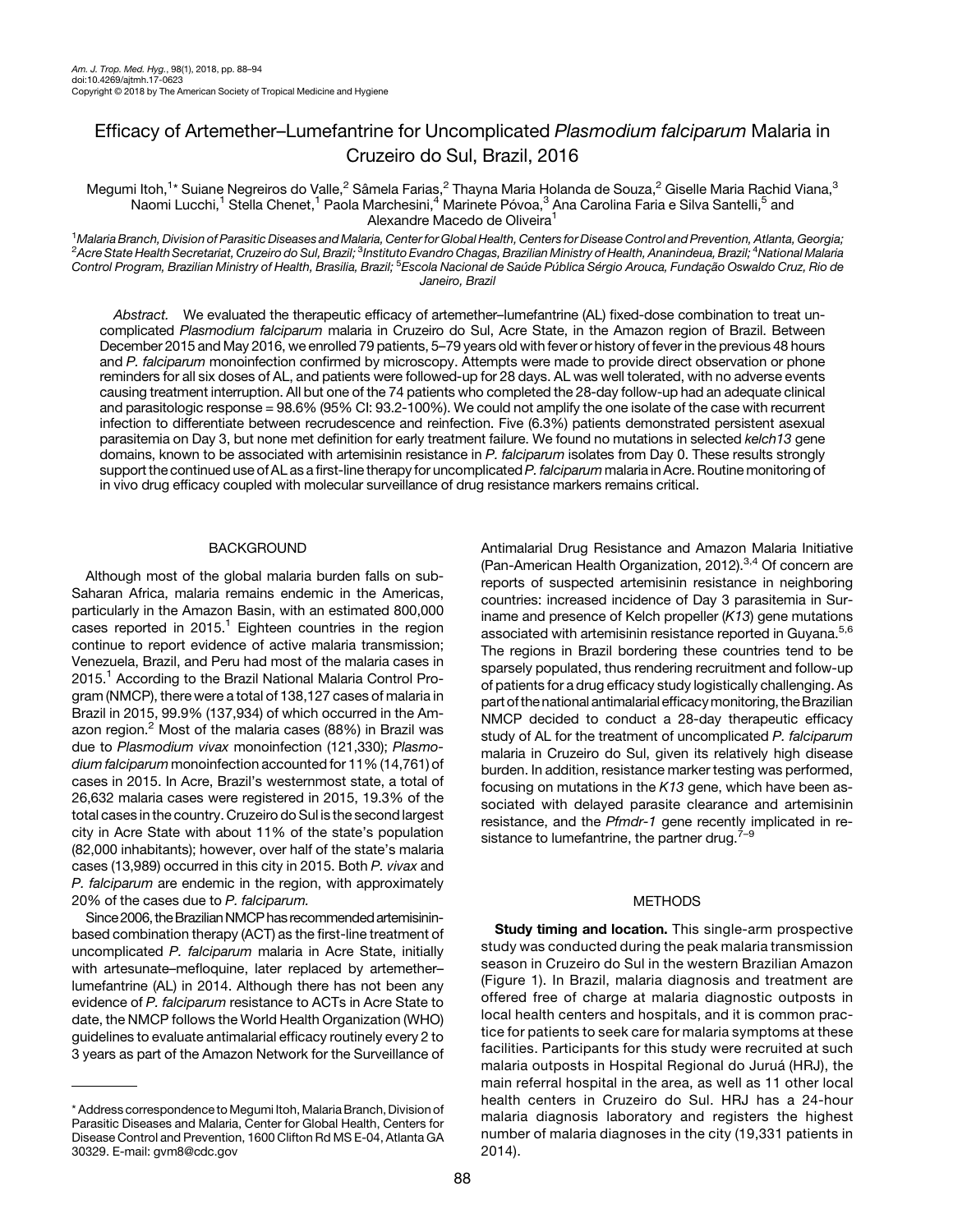# Efficacy of Artemether–Lumefantrine for Uncomplicated *Plasmodium falciparum* Malaria in Cruzeiro do Sul, Brazil, 2016

Megumi Itoh,[1]* Suiane Negreiros do Valle,[2] Sâmela Farias,[2] Thayna Maria Holanda de Souza,[2] Giselle Maria Rachid Viana,[3] Naomi Lucchi,[1] Stella Chenet,[1] Paola Marchesini,[4] Marinete Póvoa,[3] Ana Carolina Faria e Silva Santelli,[5] and Alexandre Macedo de Oliveira[1]

[1]*Malaria Branch, Division of Parasitic Diseases and Malaria, Center for Global Health, Centers for Disease Control and Prevention, Atlanta, Georgia;* [2]*Acre State Health Secretariat, Cruzeiro do Sul, Brazil;* [3]*Instituto Evandro Chagas, Brazilian Ministry of Health, Ananindeua, Brazil;* [4]*National Malaria Control Program, Brazilian Ministry of Health, Brasilia, Brazil;* [5]*Escola Nacional de Saúde Pública Sérgio Arouca, Fundação Oswaldo Cruz, Rio de Janeiro, Brazil*

*Abstract.* We evaluated the therapeutic efficacy of artemether–lumefantrine (AL) fixed-dose combination to treat uncomplicated *Plasmodium falciparum* malaria in Cruzeiro do Sul, Acre State, in the Amazon region of Brazil. Between December 2015 and May 2016, we enrolled 79 patients, 5–79 years old with fever or history of fever in the previous 48 hours and *P. falciparum* monoinfection confirmed by microscopy. Attempts were made to provide direct observation or phone reminders for all six doses of AL, and patients were followed-up for 28 days. AL was well tolerated, with no adverse events causing treatment interruption. All but one of the 74 patients who completed the 28-day follow-up had an adequate clinical and parasitologic response = 98.6% (95% CI: 93.2-100%). We could not amplify the one isolate of the case with recurrent infection to differentiate between recrudescence and reinfection. Five (6.3%) patients demonstrated persistent asexual parasitemia on Day 3, but none met definition for early treatment failure. We found no mutations in selected *kelch13* gene domains, known to be associated with artemisinin resistance in *P. falciparum* isolates from Day 0. These results strongly support the continued use of AL as a first-line therapy for uncomplicated *P. falciparum* malaria in Acre. Routine monitoring of in vivo drug efficacy coupled with molecular surveillance of drug resistance markers remains critical.

## BACKGROUND

Although most of the global malaria burden falls on sub-Saharan Africa, malaria remains endemic in the Americas, particularly in the Amazon Basin, with an estimated 800,000 cases reported in 2015.[1] Eighteen countries in the region continue to report evidence of active malaria transmission; Venezuela, Brazil, and Peru had most of the malaria cases in 2015.[1] According to the Brazil National Malaria Control Program (NMCP), there were a total of 138,127 cases of malaria in Brazil in 2015, 99.9% (137,934) of which occurred in the Amazon region.[2] Most of the malaria cases (88%) in Brazil was due to *Plasmodium vivax* monoinfection (121,330); *Plasmodium falciparum* monoinfection accounted for 11% (14,761) of cases in 2015. In Acre, Brazil's westernmost state, a total of 26,632 malaria cases were registered in 2015, 19.3% of the total cases in the country. Cruzeiro do Sul is the second largest city in Acre State with about 11% of the state's population (82,000 inhabitants); however, over half of the state's malaria cases (13,989) occurred in this city in 2015. Both *P. vivax* and *P. falciparum* are endemic in the region, with approximately 20% of the cases due to *P. falciparum*.

Since 2006, the Brazilian NMCP has recommended artemisinin-based combination therapy (ACT) as the first-line treatment of uncomplicated *P. falciparum* malaria in Acre State, initially with artesunate–mefloquine, later replaced by artemether–lumefantrine (AL) in 2014. Although there has not been any evidence of *P. falciparum* resistance to ACTs in Acre State to date, the NMCP follows the World Health Organization (WHO) guidelines to evaluate antimalarial efficacy routinely every 2 to 3 years as part of the Amazon Network for the Surveillance of Antimalarial Drug Resistance and Amazon Malaria Initiative (Pan-American Health Organization, 2012).[3,4] Of concern are reports of suspected artemisinin resistance in neighboring countries: increased incidence of Day 3 parasitemia in Suriname and presence of Kelch propeller (*K13*) gene mutations associated with artemisinin resistance reported in Guyana.[5,6] The regions in Brazil bordering these countries tend to be sparsely populated, thus rendering recruitment and follow-up of patients for a drug efficacy study logistically challenging. As part of the national antimalarial efficacy monitoring, the Brazilian NMCP decided to conduct a 28-day therapeutic efficacy study of AL for the treatment of uncomplicated *P. falciparum* malaria in Cruzeiro do Sul, given its relatively high disease burden. In addition, resistance marker testing was performed, focusing on mutations in the *K13* gene, which have been associated with delayed parasite clearance and artemisinin resistance, and the *Pfmdr-1* gene recently implicated in resistance to lumefantrine, the partner drug.[7–9]

## METHODS

**Study timing and location.** This single-arm prospective study was conducted during the peak malaria transmission season in Cruzeiro do Sul in the western Brazilian Amazon (Figure 1). In Brazil, malaria diagnosis and treatment are offered free of charge at malaria diagnostic outposts in local health centers and hospitals, and it is common practice for patients to seek care for malaria symptoms at these facilities. Participants for this study were recruited at such malaria outposts in Hospital Regional do Juruá (HRJ), the main referral hospital in the area, as well as 11 other local health centers in Cruzeiro do Sul. HRJ has a 24-hour malaria diagnosis laboratory and registers the highest number of malaria diagnoses in the city (19,331 patients in 2014).

\* Address correspondence to Megumi Itoh, Malaria Branch, Division of Parasitic Diseases and Malaria, Center for Global Health, Centers for Disease Control and Prevention, 1600 Clifton Rd MS E-04, Atlanta GA 30329. E-mail: gvm8@cdc.gov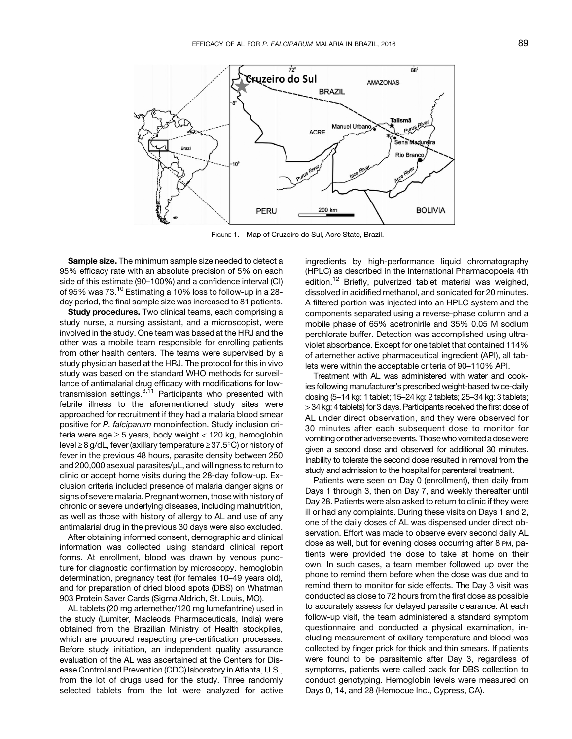FIGURE 1. Map of Cruzeiro do Sul, Acre State, Brazil.

**Sample size.** The minimum sample size needed to detect a 95% efficacy rate with an absolute precision of 5% on each side of this estimate (90–100%) and a confidence interval (CI) of 95% was 73.[10] Estimating a 10% loss to follow-up in a 28-day period, the final sample size was increased to 81 patients.

**Study procedures.** Two clinical teams, each comprising a study nurse, a nursing assistant, and a microscopist, were involved in the study. One team was based at the HRJ and the other was a mobile team responsible for enrolling patients from other health centers. The teams were supervised by a study physician based at the HRJ. The protocol for this in vivo study was based on the standard WHO methods for surveillance of antimalarial drug efficacy with modifications for low-transmission settings.[3,11] Participants who presented with febrile illness to the aforementioned study sites were approached for recruitment if they had a malaria blood smear positive for *P. falciparum* monoinfection. Study inclusion criteria were age ≥ 5 years, body weight < 120 kg, hemoglobin level ≥ 8 g/dL, fever (axillary temperature ≥ 37.5°C) or history of fever in the previous 48 hours, parasite density between 250 and 200,000 asexual parasites/µL, and willingness to return to clinic or accept home visits during the 28-day follow-up. Exclusion criteria included presence of malaria danger signs or signs of severe malaria. Pregnant women, those with history of chronic or severe underlying diseases, including malnutrition, as well as those with history of allergy to AL and use of any antimalarial drug in the previous 30 days were also excluded.

After obtaining informed consent, demographic and clinical information was collected using standard clinical report forms. At enrollment, blood was drawn by venous puncture for diagnostic confirmation by microscopy, hemoglobin determination, pregnancy test (for females 10–49 years old), and for preparation of dried blood spots (DBS) on Whatman 903 Protein Saver Cards (Sigma Aldrich, St. Louis, MO).

AL tablets (20 mg artemether/120 mg lumefantrine) used in the study (Lumiter, Macleods Pharmaceuticals, India) were obtained from the Brazilian Ministry of Health stockpiles, which are procured respecting pre-certification processes. Before study initiation, an independent quality assurance evaluation of the AL was ascertained at the Centers for Disease Control and Prevention (CDC) laboratory in Atlanta, U.S., from the lot of drugs used for the study. Three randomly selected tablets from the lot were analyzed for active ingredients by high-performance liquid chromatography (HPLC) as described in the International Pharmacopoeia 4th edition.[12] Briefly, pulverized tablet material was weighed, dissolved in acidified methanol, and sonicated for 20 minutes. A filtered portion was injected into an HPLC system and the components separated using a reverse-phase column and a mobile phase of 65% acetonirile and 35% 0.05 M sodium perchlorate buffer. Detection was accomplished using ultraviolet absorbance. Except for one tablet that contained 114% of artemether active pharmaceutical ingredient (API), all tablets were within the acceptable criteria of 90–110% API.

Treatment with AL was administered with water and cookies following manufacturer's prescribed weight-based twice-daily dosing (5–14 kg: 1 tablet; 15–24 kg: 2 tablets; 25–34 kg: 3 tablets; > 34 kg: 4 tablets) for 3 days. Participants received the first dose of AL under direct observation, and they were observed for 30 minutes after each subsequent dose to monitor for vomiting or other adverse events. Those who vomited a dose were given a second dose and observed for additional 30 minutes. Inability to tolerate the second dose resulted in removal from the study and admission to the hospital for parenteral treatment.

Patients were seen on Day 0 (enrollment), then daily from Days 1 through 3, then on Day 7, and weekly thereafter until Day 28. Patients were also asked to return to clinic if they were ill or had any complaints. During these visits on Days 1 and 2, one of the daily doses of AL was dispensed under direct observation. Effort was made to observe every second daily AL dose as well, but for evening doses occurring after 8 PM, patients were provided the dose to take at home on their own. In such cases, a team member followed up over the phone to remind them before when the dose was due and to remind them to monitor for side effects. The Day 3 visit was conducted as close to 72 hours from the first dose as possible to accurately assess for delayed parasite clearance. At each follow-up visit, the team administered a standard symptom questionnaire and conducted a physical examination, including measurement of axillary temperature and blood was collected by finger prick for thick and thin smears. If patients were found to be parasitemic after Day 3, regardless of symptoms, patients were called back for DBS collection to conduct genotyping. Hemoglobin levels were measured on Days 0, 14, and 28 (Hemocue Inc., Cypress, CA).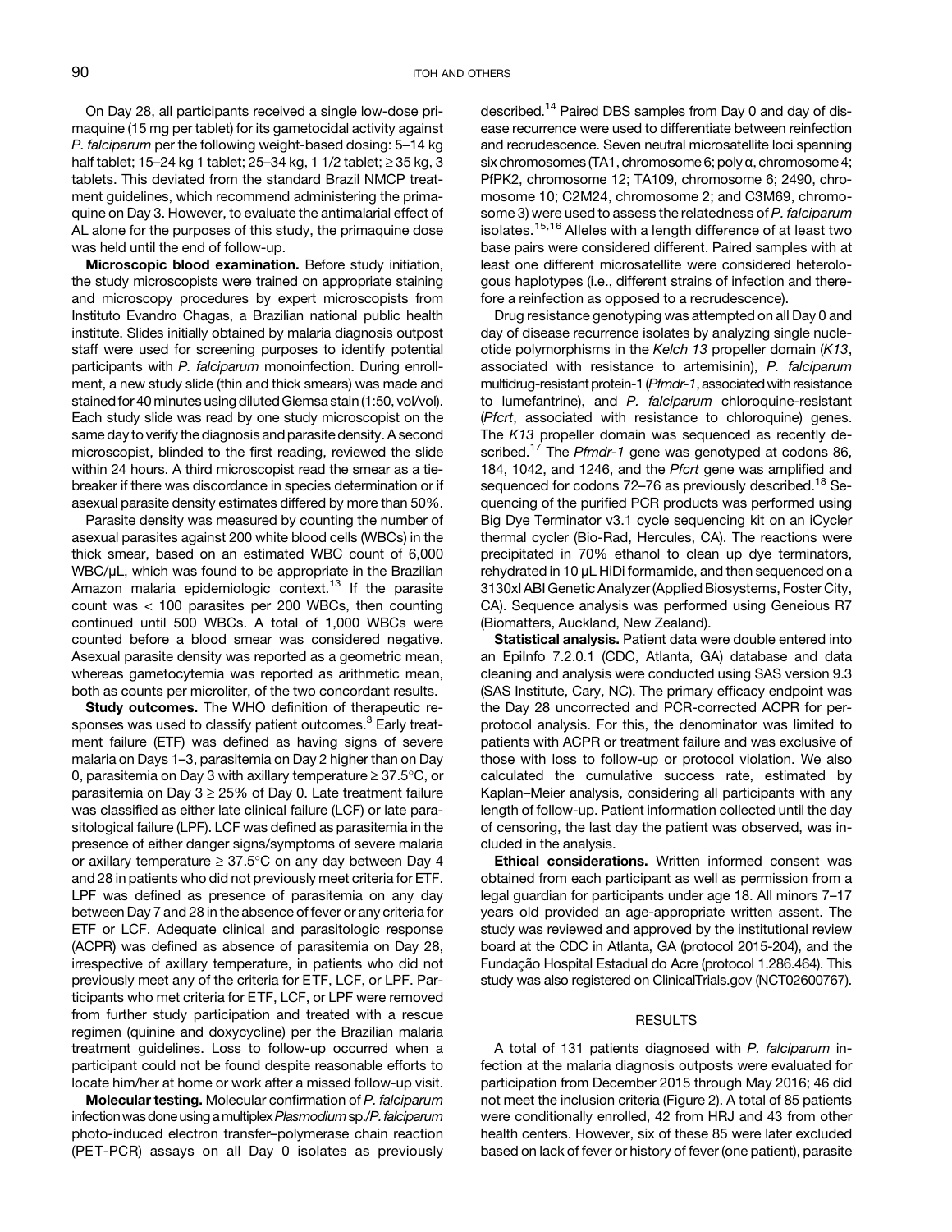On Day 28, all participants received a single low-dose primaquine (15 mg per tablet) for its gametocidal activity against *P. falciparum* per the following weight-based dosing: 5–14 kg half tablet; 15–24 kg 1 tablet; 25–34 kg, 1 1/2 tablet; ≥ 35 kg, 3 tablets. This deviated from the standard Brazil NMCP treatment guidelines, which recommend administering the primaquine on Day 3. However, to evaluate the antimalarial effect of AL alone for the purposes of this study, the primaquine dose was held until the end of follow-up.

**Microscopic blood examination.** Before study initiation, the study microscopists were trained on appropriate staining and microscopy procedures by expert microscopists from Instituto Evandro Chagas, a Brazilian national public health institute. Slides initially obtained by malaria diagnosis outpost staff were used for screening purposes to identify potential participants with *P. falciparum* monoinfection. During enrollment, a new study slide (thin and thick smears) was made and stained for 40 minutes using diluted Giemsa stain (1:50, vol/vol). Each study slide was read by one study microscopist on the same day to verify the diagnosis and parasite density. A second microscopist, blinded to the first reading, reviewed the slide within 24 hours. A third microscopist read the smear as a tie-breaker if there was discordance in species determination or if asexual parasite density estimates differed by more than 50%.

Parasite density was measured by counting the number of asexual parasites against 200 white blood cells (WBCs) in the thick smear, based on an estimated WBC count of 6,000 WBC/µL, which was found to be appropriate in the Brazilian Amazon malaria epidemiologic context.[13] If the parasite count was < 100 parasites per 200 WBCs, then counting continued until 500 WBCs. A total of 1,000 WBCs were counted before a blood smear was considered negative. Asexual parasite density was reported as a geometric mean, whereas gametocytemia was reported as arithmetic mean, both as counts per microliter, of the two concordant results.

**Study outcomes.** The WHO definition of therapeutic responses was used to classify patient outcomes.[3] Early treatment failure (ETF) was defined as having signs of severe malaria on Days 1–3, parasitemia on Day 2 higher than on Day 0, parasitemia on Day 3 with axillary temperature ≥ 37.5°C, or parasitemia on Day 3 ≥ 25% of Day 0. Late treatment failure was classified as either late clinical failure (LCF) or late parasitological failure (LPF). LCF was defined as parasitemia in the presence of either danger signs/symptoms of severe malaria or axillary temperature ≥ 37.5°C on any day between Day 4 and 28 in patients who did not previously meet criteria for ETF. LPF was defined as presence of parasitemia on any day between Day 7 and 28 in the absence of fever or any criteria for ETF or LCF. Adequate clinical and parasitologic response (ACPR) was defined as absence of parasitemia on Day 28, irrespective of axillary temperature, in patients who did not previously meet any of the criteria for ETF, LCF, or LPF. Participants who met criteria for ETF, LCF, or LPF were removed from further study participation and treated with a rescue regimen (quinine and doxycycline) per the Brazilian malaria treatment guidelines. Loss to follow-up occurred when a participant could not be found despite reasonable efforts to locate him/her at home or work after a missed follow-up visit.

**Molecular testing.** Molecular confirmation of *P. falciparum* infection was done using a multiplex *Plasmodium* sp./*P. falciparum* photo-induced electron transfer–polymerase chain reaction (PET-PCR) assays on all Day 0 isolates as previously described.[14] Paired DBS samples from Day 0 and day of disease recurrence were used to differentiate between reinfection and recrudescence. Seven neutral microsatellite loci spanning six chromosomes (TA1, chromosome 6; poly α, chromosome 4; PfPK2, chromosome 12; TA109, chromosome 6; 2490, chromosome 10; C2M24, chromosome 2; and C3M69, chromosome 3) were used to assess the relatedness of *P. falciparum* isolates.[15,16] Alleles with a length difference of at least two base pairs were considered different. Paired samples with at least one different microsatellite were considered heterologous haplotypes (i.e., different strains of infection and therefore a reinfection as opposed to a recrudescence).

Drug resistance genotyping was attempted on all Day 0 and day of disease recurrence isolates by analyzing single nucleotide polymorphisms in the *Kelch 13* propeller domain (*K13*, associated with resistance to artemisinin), *P. falciparum* multidrug-resistant protein-1 (*Pfmdr-1*, associated with resistance to lumefantrine), and *P. falciparum* chloroquine-resistant (*Pfcrt*, associated with resistance to chloroquine) genes. The *K13* propeller domain was sequenced as recently described.[17] The *Pfmdr-1* gene was genotyped at codons 86, 184, 1042, and 1246, and the *Pfcrt* gene was amplified and sequenced for codons 72–76 as previously described.[18] Sequencing of the purified PCR products was performed using Big Dye Terminator v3.1 cycle sequencing kit on an iCycler thermal cycler (Bio-Rad, Hercules, CA). The reactions were precipitated in 70% ethanol to clean up dye terminators, rehydrated in 10 µL HiDi formamide, and then sequenced on a 3130xl ABI Genetic Analyzer (Applied Biosystems, Foster City, CA). Sequence analysis was performed using Geneious R7 (Biomatters, Auckland, New Zealand).

**Statistical analysis.** Patient data were double entered into an EpiInfo 7.2.0.1 (CDC, Atlanta, GA) database and data cleaning and analysis were conducted using SAS version 9.3 (SAS Institute, Cary, NC). The primary efficacy endpoint was the Day 28 uncorrected and PCR-corrected ACPR for per-protocol analysis. For this, the denominator was limited to patients with ACPR or treatment failure and was exclusive of those with loss to follow-up or protocol violation. We also calculated the cumulative success rate, estimated by Kaplan–Meier analysis, considering all participants with any length of follow-up. Patient information collected until the day of censoring, the last day the patient was observed, was included in the analysis.

**Ethical considerations.** Written informed consent was obtained from each participant as well as permission from a legal guardian for participants under age 18. All minors 7–17 years old provided an age-appropriate written assent. The study was reviewed and approved by the institutional review board at the CDC in Atlanta, GA (protocol 2015-204), and the Fundação Hospital Estadual do Acre (protocol 1.286.464). This study was also registered on ClinicalTrials.gov (NCT02600767).

## RESULTS

A total of 131 patients diagnosed with *P. falciparum* infection at the malaria diagnosis outposts were evaluated for participation from December 2015 through May 2016; 46 did not meet the inclusion criteria (Figure 2). A total of 85 patients were conditionally enrolled, 42 from HRJ and 43 from other health centers. However, six of these 85 were later excluded based on lack of fever or history of fever (one patient), parasite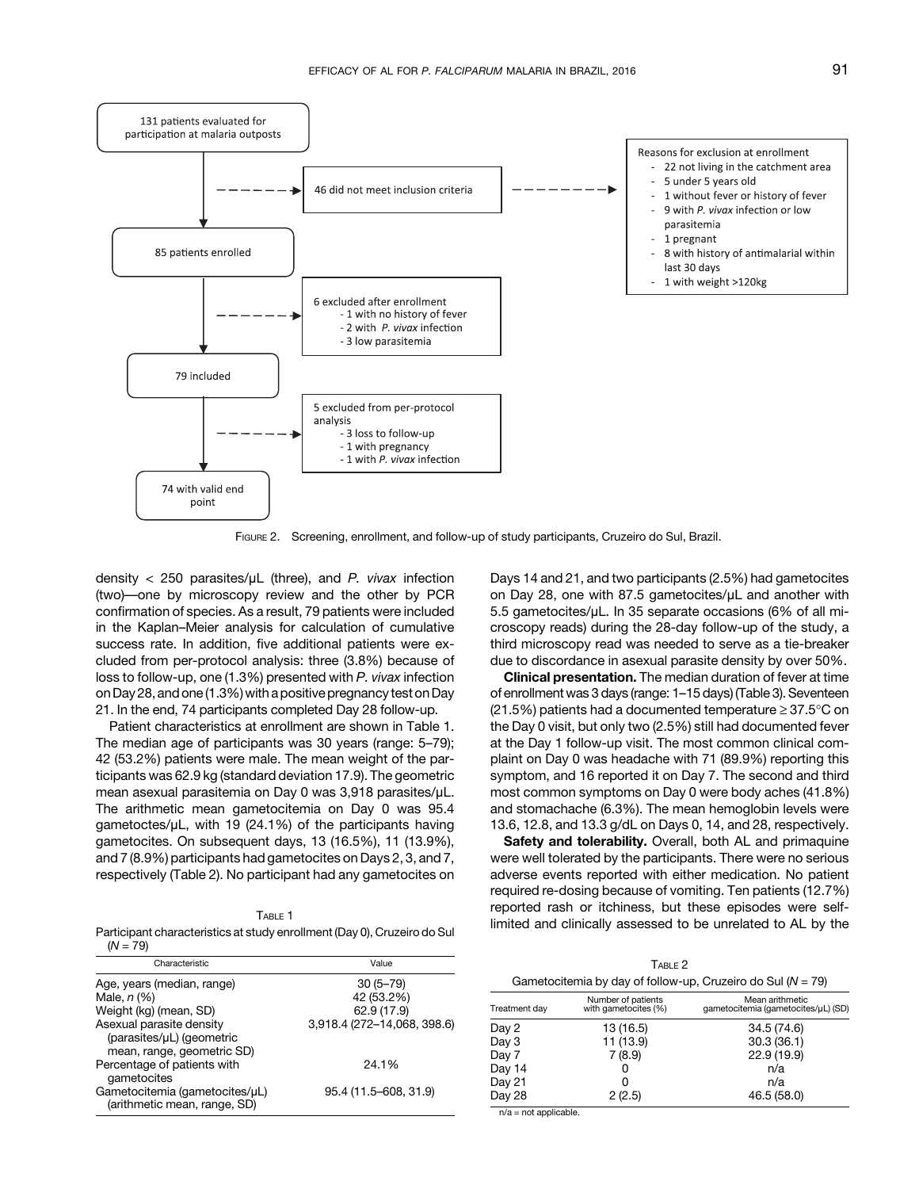131 patients evaluated for participation at malaria outposts

46 did not meet inclusion criteria

Reasons for exclusion at enrollment
- 22 not living in the catchment area
- 5 under 5 years old
- 1 without fever or history of fever
- 9 with *P. vivax* infection or low parasitemia
- 1 pregnant
- 8 with history of antimalarial within last 30 days
- 1 with weight >120kg

85 patients enrolled

6 excluded after enrollment
- 1 with no history of fever
- 2 with *P. vivax* infection
- 3 low parasitemia

79 included

5 excluded from per-protocol analysis
- 3 loss to follow-up
- 1 with pregnancy
- 1 with *P. vivax* infection

74 with valid end point

Figure 2. Screening, enrollment, and follow-up of study participants, Cruzeiro do Sul, Brazil.

density < 250 parasites/µL (three), and *P. vivax* infection (two)—one by microscopy review and the other by PCR confirmation of species. As a result, 79 patients were included in the Kaplan–Meier analysis for calculation of cumulative success rate. In addition, five additional patients were excluded from per-protocol analysis: three (3.8%) because of loss to follow-up, one (1.3%) presented with *P. vivax* infection on Day 28, and one (1.3%) with a positive pregnancy test on Day 21. In the end, 74 participants completed Day 28 follow-up.

Patient characteristics at enrollment are shown in Table 1. The median age of participants was 30 years (range: 5–79); 42 (53.2%) patients were male. The mean weight of the participants was 62.9 kg (standard deviation 17.9). The geometric mean asexual parasitemia on Day 0 was 3,918 parasites/µL. The arithmetic mean gametocitemia on Day 0 was 95.4 gametoctes/µL, with 19 (24.1%) of the participants having gametocites. On subsequent days, 13 (16.5%), 11 (13.9%), and 7 (8.9%) participants had gametocites on Days 2, 3, and 7, respectively (Table 2). No participant had any gametocites on Days 14 and 21, and two participants (2.5%) had gametocites on Day 28, one with 87.5 gametocites/µL and another with 5.5 gametocites/µL. In 35 separate occasions (6% of all microscopy reads) during the 28-day follow-up of the study, a third microscopy read was needed to serve as a tie-breaker due to discordance in asexual parasite density by over 50%.

Table 1
Participant characteristics at study enrollment (Day 0), Cruzeiro do Sul ($N = 79$)

| Characteristic | Value |
|---|---|
| Age, years (median, range) | 30 (5–79) |
| Male, *n* (%) | 42 (53.2%) |
| Weight (kg) (mean, SD) | 62.9 (17.9) |
| Asexual parasite density (parasites/µL) (geometric mean, range, geometric SD) | 3,918.4 (272–14,068, 398.6) |
| Percentage of patients with gametocites | 24.1% |
| Gametocitemia (gametocites/µL) (arithmetic mean, range, SD) | 95.4 (11.5–608, 31.9) |

**Clinical presentation.** The median duration of fever at time of enrollment was 3 days (range: 1–15 days) (Table 3). Seventeen (21.5%) patients had a documented temperature ≥ 37.5°C on the Day 0 visit, but only two (2.5%) still had documented fever at the Day 1 follow-up visit. The most common clinical complaint on Day 0 was headache with 71 (89.9%) reporting this symptom, and 16 reported it on Day 7. The second and third most common symptoms on Day 0 were body aches (41.8%) and stomachache (6.3%). The mean hemoglobin levels were 13.6, 12.8, and 13.3 g/dL on Days 0, 14, and 28, respectively.

**Safety and tolerability.** Overall, both AL and primaquine were well tolerated by the participants. There were no serious adverse events reported with either medication. No patient required re-dosing because of vomiting. Ten patients (12.7%) reported rash or itchiness, but these episodes were self-limited and clinically assessed to be unrelated to AL by the

Table 2
Gametocitemia by day of follow-up, Cruzeiro do Sul ($N = 79$)

| Treatment day | Number of patients with gametocites (%) | Mean arithmetic gametocitemia (gametocites/µL) (SD) |
|---|---|---|
| Day 2 | 13 (16.5) | 34.5 (74.6) |
| Day 3 | 11 (13.9) | 30.3 (36.1) |
| Day 7 | 7 (8.9) | 22.9 (19.9) |
| Day 14 | 0 | n/a |
| Day 21 | 0 | n/a |
| Day 28 | 2 (2.5) | 46.5 (58.0) |

n/a = not applicable.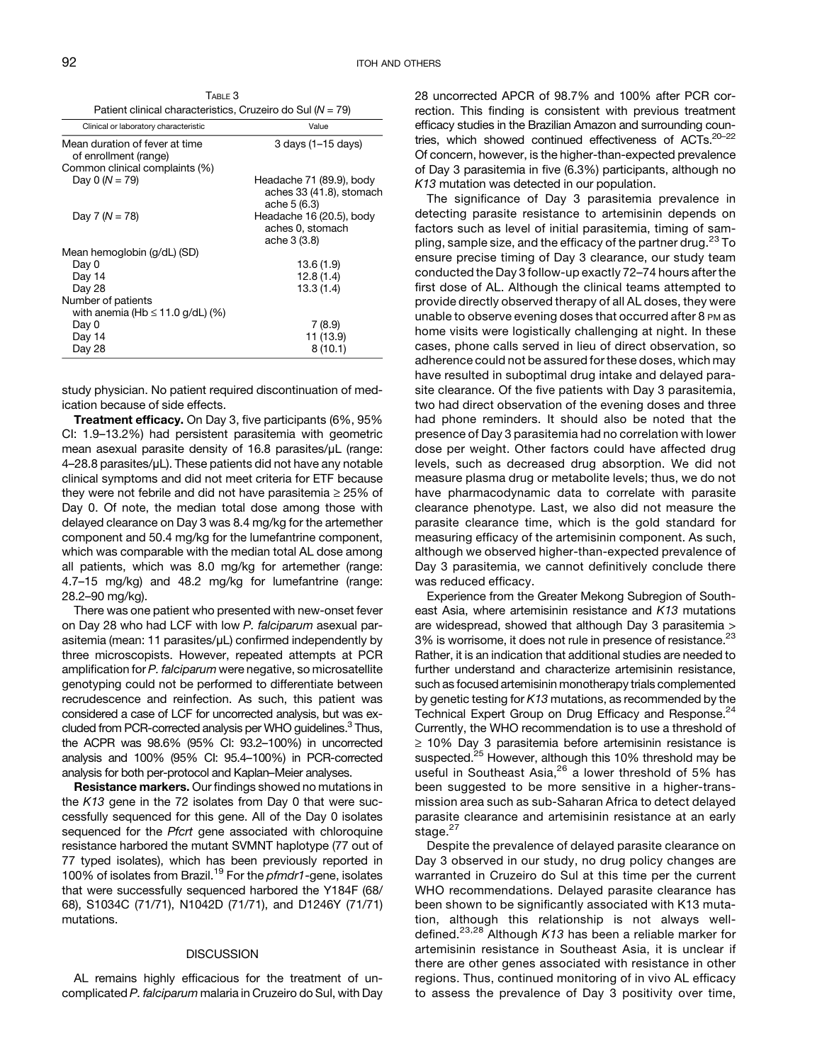Table 3
Patient clinical characteristics, Cruzeiro do Sul ($N = 79$)

| Clinical or laboratory characteristic | Value |
| --- | --- |
| Mean duration of fever at time of enrollment (range) | 3 days (1–15 days) |
| Common clinical complaints (%) | |
| Day 0 ($N = 79$) | Headache 71 (89.9), body aches 33 (41.8), stomach ache 5 (6.3) |
| Day 7 ($N = 78$) | Headache 16 (20.5), body aches 0, stomach ache 3 (3.8) |
| Mean hemoglobin (g/dL) (SD) | |
| Day 0 | 13.6 (1.9) |
| Day 14 | 12.8 (1.4) |
| Day 28 | 13.3 (1.4) |
| Number of patients with anemia (Hb ≤ 11.0 g/dL) (%) | |
| Day 0 | 7 (8.9) |
| Day 14 | 11 (13.9) |
| Day 28 | 8 (10.1) |

study physician. No patient required discontinuation of medication because of side effects.

**Treatment efficacy.** On Day 3, five participants (6%, 95% CI: 1.9–13.2%) had persistent parasitemia with geometric mean asexual parasite density of 16.8 parasites/µL (range: 4–28.8 parasites/µL). These patients did not have any notable clinical symptoms and did not meet criteria for ETF because they were not febrile and did not have parasitemia ≥ 25% of Day 0. Of note, the median total dose among those with delayed clearance on Day 3 was 8.4 mg/kg for the artemether component and 50.4 mg/kg for the lumefantrine component, which was comparable with the median total AL dose among all patients, which was 8.0 mg/kg for artemether (range: 4.7–15 mg/kg) and 48.2 mg/kg for lumefantrine (range: 28.2–90 mg/kg).

There was one patient who presented with new-onset fever on Day 28 who had LCF with low *P. falciparum* asexual parasitemia (mean: 11 parasites/µL) confirmed independently by three microscopists. However, repeated attempts at PCR amplification for *P. falciparum* were negative, so microsatellite genotyping could not be performed to differentiate between recrudescence and reinfection. As such, this patient was considered a case of LCF for uncorrected analysis, but was excluded from PCR-corrected analysis per WHO guidelines.[3] Thus, the ACPR was 98.6% (95% CI: 93.2–100%) in uncorrected analysis and 100% (95% CI: 95.4–100%) in PCR-corrected analysis for both per-protocol and Kaplan–Meier analyses.

**Resistance markers.** Our findings showed no mutations in the *K13* gene in the 72 isolates from Day 0 that were successfully sequenced for this gene. All of the Day 0 isolates sequenced for the *Pfcrt* gene associated with chloroquine resistance harbored the mutant SVMNT haplotype (77 out of 77 typed isolates), which has been previously reported in 100% of isolates from Brazil.[19] For the *pfmdr1*-gene, isolates that were successfully sequenced harbored the Y184F (68/68), S1034C (71/71), N1042D (71/71), and D1246Y (71/71) mutations.

## DISCUSSION

AL remains highly efficacious for the treatment of uncomplicated *P. falciparum* malaria in Cruzeiro do Sul, with Day 28 uncorrected APCR of 98.7% and 100% after PCR correction. This finding is consistent with previous treatment efficacy studies in the Brazilian Amazon and surrounding countries, which showed continued effectiveness of ACTs.[20–22] Of concern, however, is the higher-than-expected prevalence of Day 3 parasitemia in five (6.3%) participants, although no *K13* mutation was detected in our population.

The significance of Day 3 parasitemia prevalence in detecting parasite resistance to artemisinin depends on factors such as level of initial parasitemia, timing of sampling, sample size, and the efficacy of the partner drug.[23] To ensure precise timing of Day 3 clearance, our study team conducted the Day 3 follow-up exactly 72–74 hours after the first dose of AL. Although the clinical teams attempted to provide directly observed therapy of all AL doses, they were unable to observe evening doses that occurred after 8 PM as home visits were logistically challenging at night. In these cases, phone calls served in lieu of direct observation, so adherence could not be assured for these doses, which may have resulted in suboptimal drug intake and delayed parasite clearance. Of the five patients with Day 3 parasitemia, two had direct observation of the evening doses and three had phone reminders. It should also be noted that the presence of Day 3 parasitemia had no correlation with lower dose per weight. Other factors could have affected drug levels, such as decreased drug absorption. We did not measure plasma drug or metabolite levels; thus, we do not have pharmacodynamic data to correlate with parasite clearance phenotype. Last, we also did not measure the parasite clearance time, which is the gold standard for measuring efficacy of the artemisinin component. As such, although we observed higher-than-expected prevalence of Day 3 parasitemia, we cannot definitively conclude there was reduced efficacy.

Experience from the Greater Mekong Subregion of Southeast Asia, where artemisinin resistance and *K13* mutations are widespread, showed that although Day 3 parasitemia > 3% is worrisome, it does not rule in presence of resistance.[23] Rather, it is an indication that additional studies are needed to further understand and characterize artemisinin resistance, such as focused artemisinin monotherapy trials complemented by genetic testing for *K13* mutations, as recommended by the Technical Expert Group on Drug Efficacy and Response.[24] Currently, the WHO recommendation is to use a threshold of ≥ 10% Day 3 parasitemia before artemisinin resistance is suspected.[25] However, although this 10% threshold may be useful in Southeast Asia,[26] a lower threshold of 5% has been suggested to be more sensitive in a higher-transmission area such as sub-Saharan Africa to detect delayed parasite clearance and artemisinin resistance at an early stage.[27]

Despite the prevalence of delayed parasite clearance on Day 3 observed in our study, no drug policy changes are warranted in Cruzeiro do Sul at this time per the current WHO recommendations. Delayed parasite clearance has been shown to be significantly associated with K13 mutation, although this relationship is not always well-defined.[23,28] Although *K13* has been a reliable marker for artemisinin resistance in Southeast Asia, it is unclear if there are other genes associated with resistance in other regions. Thus, continued monitoring of in vivo AL efficacy to assess the prevalence of Day 3 positivity over time,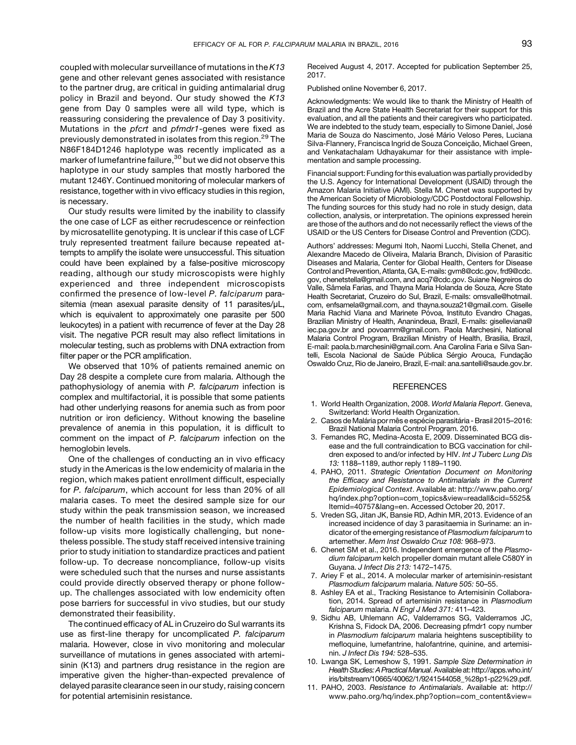coupled with molecular surveillance of mutations in the *K13* gene and other relevant genes associated with resistance to the partner drug, are critical in guiding antimalarial drug policy in Brazil and beyond. Our study showed the *K13* gene from Day 0 samples were all wild type, which is reassuring considering the prevalence of Day 3 positivity. Mutations in the *pfcrt* and *pfmdr1*-genes were fixed as previously demonstrated in isolates from this region.[29] The N86F184D1246 haplotype was recently implicated as a marker of lumefantrine failure,[30] but we did not observe this haplotype in our study samples that mostly harbored the mutant 1246Y. Continued monitoring of molecular markers of resistance, together with in vivo efficacy studies in this region, is necessary.

Our study results were limited by the inability to classify the one case of LCF as either recrudescence or reinfection by microsatellite genotyping. It is unclear if this case of LCF truly represented treatment failure because repeated attempts to amplify the isolate were unsuccessful. This situation could have been explained by a false-positive microscopy reading, although our study microscopists were highly experienced and three independent microscopists confirmed the presence of low-level *P. falciparum* parasitemia (mean asexual parasite density of 11 parasites/μL, which is equivalent to approximately one parasite per 500 leukocytes) in a patient with recurrence of fever at the Day 28 visit. The negative PCR result may also reflect limitations in molecular testing, such as problems with DNA extraction from filter paper or the PCR amplification.

We observed that 10% of patients remained anemic on Day 28 despite a complete cure from malaria. Although the pathophysiology of anemia with *P. falciparum* infection is complex and multifactorial, it is possible that some patients had other underlying reasons for anemia such as from poor nutrition or iron deficiency. Without knowing the baseline prevalence of anemia in this population, it is difficult to comment on the impact of *P. falciparum* infection on the hemoglobin levels.

One of the challenges of conducting an in vivo efficacy study in the Americas is the low endemicity of malaria in the region, which makes patient enrollment difficult, especially for *P. falciparum*, which account for less than 20% of all malaria cases. To meet the desired sample size for our study within the peak transmission season, we increased the number of health facilities in the study, which made follow-up visits more logistically challenging, but nonetheless possible. The study staff received intensive training prior to study initiation to standardize practices and patient follow-up. To decrease noncompliance, follow-up visits were scheduled such that the nurses and nurse assistants could provide directly observed therapy or phone follow-up. The challenges associated with low endemicity often pose barriers for successful in vivo studies, but our study demonstrated their feasibility.

The continued efficacy of AL in Cruzeiro do Sul warrants its use as first-line therapy for uncomplicated *P. falciparum* malaria. However, close in vivo monitoring and molecular surveillance of mutations in genes associated with artemisinin (K13) and partners drug resistance in the region are imperative given the higher-than-expected prevalence of delayed parasite clearance seen in our study, raising concern for potential artemisinin resistance.

Received August 4, 2017. Accepted for publication September 25, 2017.

Published online November 6, 2017.

Acknowledgments: We would like to thank the Ministry of Health of Brazil and the Acre State Health Secretariat for their support for this evaluation, and all the patients and their caregivers who participated. We are indebted to the study team, especially to Simone Daniel, José Maria de Souza do Nascimento, José Mário Veloso Peres, Luciana Silva-Flannery, Francisca Ingrid de Souza Conceição, Michael Green, and Venkatachalam Udhayakumar for their assistance with implementation and sample processing.

Financial support: Funding for this evaluation was partially provided by the U.S. Agency for International Development (USAID) through the Amazon Malaria Initiative (AMI). Stella M. Chenet was supported by the American Society of Microbiology/CDC Postdoctoral Fellowship. The funding sources for this study had no role in study design, data collection, analysis, or interpretation. The opinions expressed herein are those of the authors and do not necessarily reflect the views of the USAID or the US Centers for Disease Control and Prevention (CDC).

Authors' addresses: Megumi Itoh, Naomi Lucchi, Stella Chenet, and Alexandre Macedo de Oliveira, Malaria Branch, Division of Parasitic Diseases and Malaria, Center for Global Health, Centers for Disease Control and Prevention, Atlanta, GA, E-mails: gvm8@cdc.gov, frd9@cdc.gov, chenetstella@gmail.com, and acq7@cdc.gov. Suiane Negreiros do Valle, Sâmela Farias, and Thayna Maria Holanda de Souza, Acre State Health Secretariat, Cruzeiro do Sul, Brazil, E-mails: omsvalle@hotmail.com, enfsamela@gmail.com, and thayna.souza21@gmail.com. Giselle Maria Rachid Viana and Marinete Póvoa, Instituto Evandro Chagas, Brazilian Ministry of Health, Ananindeua, Brazil, E-mails: giselleviana@iec.pa.gov.br and povoamm@gmail.com. Paola Marchesini, National Malaria Control Program, Brazilian Ministry of Health, Brasilia, Brazil, E-mail: paola.b.marchesini@gmail.com. Ana Carolina Faria e Silva Santelli, Escola Nacional de Saúde Pública Sérgio Arouca, Fundação Oswaldo Cruz, Rio de Janeiro, Brazil, E-mail: ana.santelli@saude.gov.br.

## REFERENCES

1. World Health Organization, 2008. *World Malaria Report*. Geneva, Switzerland: World Health Organization.
2. Casos de Malária por mês e espécie parasitária - Brasil 2015–2016: Brazil National Malaria Control Program. 2016.
3. Fernandes RC, Medina-Acosta E, 2009. Disseminated BCG disease and the full contraindication to BCG vaccination for children exposed to and/or infected by HIV. *Int J Tuberc Lung Dis 13:* 1188–1189, author reply 1189–1190.
4. PAHO, 2011. *Strategic Orientation Document on Monitoring the Efficacy and Resistance to Antimalarials in the Current Epidemiological Context*. Available at: http://www.paho.org/hq/index.php?option=com_topics&view=readall&cid=5525&Itemid=40757&lang=en. Accessed October 20, 2017.
5. Vreden SG, Jitan JK, Bansie RD, Adhin MR, 2013. Evidence of an increased incidence of day 3 parasitaemia in Suriname: an indicator of the emerging resistance of *Plasmodium falciparum* to artemether. *Mem Inst Oswaldo Cruz 108:* 968–973.
6. Chenet SM et al., 2016. Independent emergence of the *Plasmodium falciparum* kelch propeller domain mutant allele C580Y in Guyana. *J Infect Dis 213:* 1472–1475.
7. Ariey F et al., 2014. A molecular marker of artemisinin-resistant *Plasmodium falciparum* malaria. *Nature 505:* 50–55.
8. Ashley EA et al., Tracking Resistance to Artemisinin Collaboration, 2014. Spread of artemisinin resistance in *Plasmodium falciparum* malaria. *N Engl J Med 371:* 411–423.
9. Sidhu AB, Uhlemann AC, Valderramos SG, Valderramos JC, Krishna S, Fidock DA, 2006. Decreasing pfmdr1 copy number in *Plasmodium falciparum* malaria heightens susceptibility to mefloquine, lumefantrine, halofantrine, quinine, and artemisinin. *J Infect Dis 194:* 528–535.
10. Lwanga SK, Lemeshow S, 1991. *Sample Size Determination in Health Studies: A Practical Manual*. Available at: http://apps.who.int/iris/bitstream/10665/40062/1/9241544058_%28p1-p22%29.pdf.
11. PAHO, 2003. *Resistance to Antimalarials*. Available at: http://www.paho.org/hq/index.php?option=com_content&view=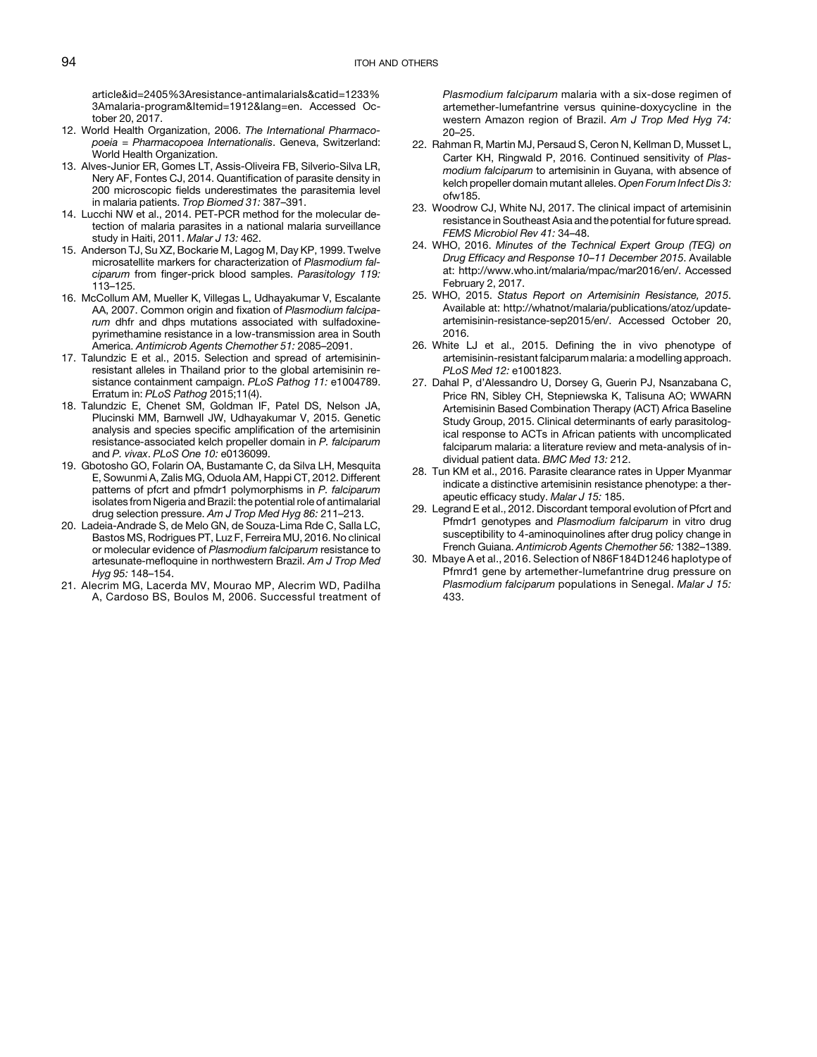article&id=2405%3Aresistance-antimalarials&catid=1233%3Amalaria-program&Itemid=1912&lang=en. Accessed October 20, 2017.

12. World Health Organization, 2006. *The International Pharmacopoeia = Pharmacopoea Internationalis*. Geneva, Switzerland: World Health Organization.
13. Alves-Junior ER, Gomes LT, Assis-Oliveira FB, Silverio-Silva LR, Nery AF, Fontes CJ, 2014. Quantification of parasite density in 200 microscopic fields underestimates the parasitemia level in malaria patients. *Trop Biomed 31:* 387–391.
14. Lucchi NW et al., 2014. PET-PCR method for the molecular detection of malaria parasites in a national malaria surveillance study in Haiti, 2011. *Malar J 13:* 462.
15. Anderson TJ, Su XZ, Bockarie M, Lagog M, Day KP, 1999. Twelve microsatellite markers for characterization of *Plasmodium falciparum* from finger-prick blood samples. *Parasitology 119:* 113–125.
16. McCollum AM, Mueller K, Villegas L, Udhayakumar V, Escalante AA, 2007. Common origin and fixation of *Plasmodium falciparum* dhfr and dhps mutations associated with sulfadoxine-pyrimethamine resistance in a low-transmission area in South America. *Antimicrob Agents Chemother 51:* 2085–2091.
17. Talundzic E et al., 2015. Selection and spread of artemisinin-resistant alleles in Thailand prior to the global artemisinin resistance containment campaign. *PLoS Pathog 11:* e1004789. Erratum in: *PLoS Pathog* 2015;11(4).
18. Talundzic E, Chenet SM, Goldman IF, Patel DS, Nelson JA, Plucinski MM, Barnwell JW, Udhayakumar V, 2015. Genetic analysis and species specific amplification of the artemisinin resistance-associated kelch propeller domain in *P. falciparum* and *P. vivax*. *PLoS One 10:* e0136099.
19. Gbotosho GO, Folarin OA, Bustamante C, da Silva LH, Mesquita E, Sowunmi A, Zalis MG, Oduola AM, Happi CT, 2012. Different patterns of pfcrt and pfmdr1 polymorphisms in *P. falciparum* isolates from Nigeria and Brazil: the potential role of antimalarial drug selection pressure. *Am J Trop Med Hyg 86:* 211–213.
20. Ladeia-Andrade S, de Melo GN, de Souza-Lima Rde C, Salla LC, Bastos MS, Rodrigues PT, Luz F, Ferreira MU, 2016. No clinical or molecular evidence of *Plasmodium falciparum* resistance to artesunate-mefloquine in northwestern Brazil. *Am J Trop Med Hyg 95:* 148–154.
21. Alecrim MG, Lacerda MV, Mourao MP, Alecrim WD, Padilha A, Cardoso BS, Boulos M, 2006. Successful treatment of *Plasmodium falciparum* malaria with a six-dose regimen of artemether-lumefantrine versus quinine-doxycycline in the western Amazon region of Brazil. *Am J Trop Med Hyg 74:* 20–25.
22. Rahman R, Martin MJ, Persaud S, Ceron N, Kellman D, Musset L, Carter KH, Ringwald P, 2016. Continued sensitivity of *Plasmodium falciparum* to artemisinin in Guyana, with absence of kelch propeller domain mutant alleles. *Open Forum Infect Dis 3:* ofw185.
23. Woodrow CJ, White NJ, 2017. The clinical impact of artemisinin resistance in Southeast Asia and the potential for future spread. *FEMS Microbiol Rev 41:* 34–48.
24. WHO, 2016. *Minutes of the Technical Expert Group (TEG) on Drug Efficacy and Response 10–11 December 2015*. Available at: http://www.who.int/malaria/mpac/mar2016/en/. Accessed February 2, 2017.
25. WHO, 2015. *Status Report on Artemisinin Resistance, 2015*. Available at: http://whatnot/malaria/publications/atoz/update-artemisinin-resistance-sep2015/en/. Accessed October 20, 2016.
26. White LJ et al., 2015. Defining the in vivo phenotype of artemisinin-resistant falciparum malaria: a modelling approach. *PLoS Med 12:* e1001823.
27. Dahal P, d'Alessandro U, Dorsey G, Guerin PJ, Nsanzabana C, Price RN, Sibley CH, Stepniewska K, Talisuna AO; WWARN Artemisinin Based Combination Therapy (ACT) Africa Baseline Study Group, 2015. Clinical determinants of early parasitological response to ACTs in African patients with uncomplicated falciparum malaria: a literature review and meta-analysis of individual patient data. *BMC Med 13:* 212.
28. Tun KM et al., 2016. Parasite clearance rates in Upper Myanmar indicate a distinctive artemisinin resistance phenotype: a therapeutic efficacy study. *Malar J 15:* 185.
29. Legrand E et al., 2012. Discordant temporal evolution of Pfcrt and Pfmdr1 genotypes and *Plasmodium falciparum* in vitro drug susceptibility to 4-aminoquinolines after drug policy change in French Guiana. *Antimicrob Agents Chemother 56:* 1382–1389.
30. Mbaye A et al., 2016. Selection of N86F184D1246 haplotype of Pfmrd1 gene by artemether-lumefantrine drug pressure on *Plasmodium falciparum* populations in Senegal. *Malar J 15:* 433.